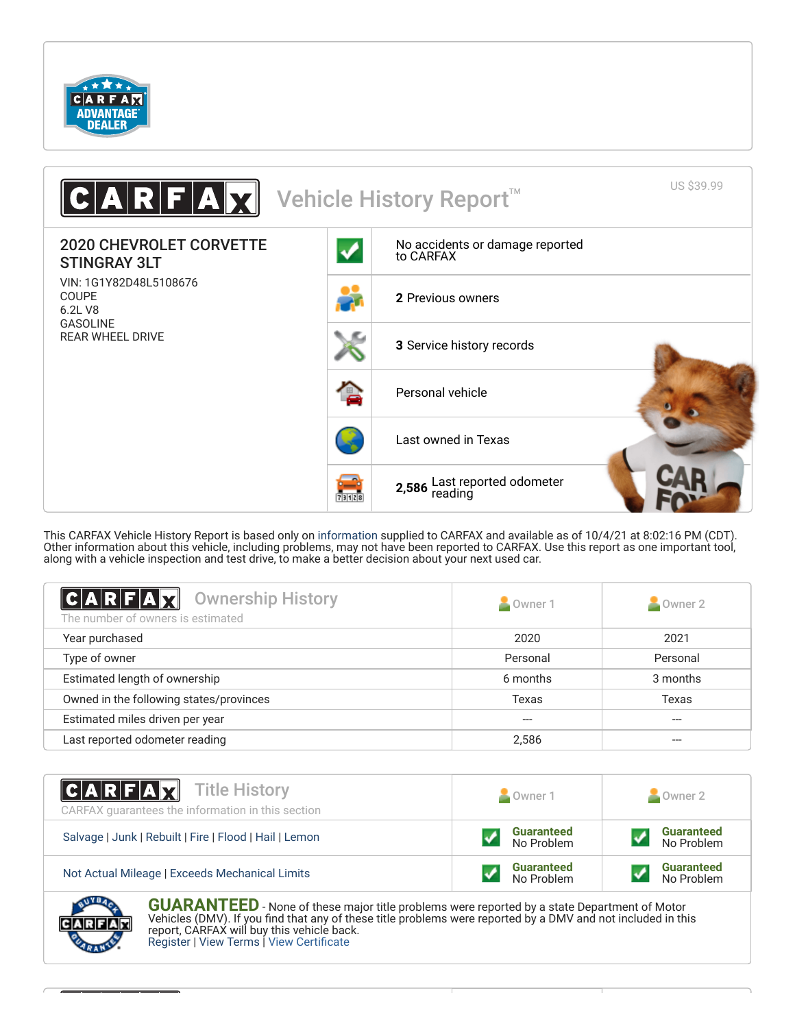CARFAX ADVANTAGE DEALER

# CARFAX Vehicle History Report™

US $39.99

**2020 CHEVROLET CORVETTE STINGRAY 3LT**

VIN: 1G1Y82D48L5108676
COUPE
6.2L V8
GASOLINE
REAR WHEEL DRIVE

- No accidents or damage reported to CARFAX
- **2** Previous owners
- **3** Service history records
- Personal vehicle
- Last owned in Texas
- **2,586** Last reported odometer reading

This CARFAX Vehicle History Report is based only on information supplied to CARFAX and available as of 10/4/21 at 8:02:16 PM (CDT). Other information about this vehicle, including problems, may not have been reported to CARFAX. Use this report as one important tool, along with a vehicle inspection and test drive, to make a better decision about your next used car.

## CARFAX Ownership History

The number of owners is estimated

| | Owner 1 | Owner 2 |
|---|---|---|
| Year purchased | 2020 | 2021 |
| Type of owner | Personal | Personal |
| Estimated length of ownership | 6 months | 3 months |
| Owned in the following states/provinces | Texas | Texas |
| Estimated miles driven per year | --- | --- |
| Last reported odometer reading | 2,586 | --- |

## CARFAX Title History

CARFAX guarantees the information in this section

| | Owner 1 | Owner 2 |
|---|---|---|
| Salvage \| Junk \| Rebuilt \| Fire \| Flood \| Hail \| Lemon | Guaranteed No Problem | Guaranteed No Problem |
| Not Actual Mileage \| Exceeds Mechanical Limits | Guaranteed No Problem | Guaranteed No Problem |

**GUARANTEED** - None of these major title problems were reported by a state Department of Motor Vehicles (DMV). If you find that any of these title problems were reported by a DMV and not included in this report, CARFAX will buy this vehicle back.
Register | View Terms | View Certificate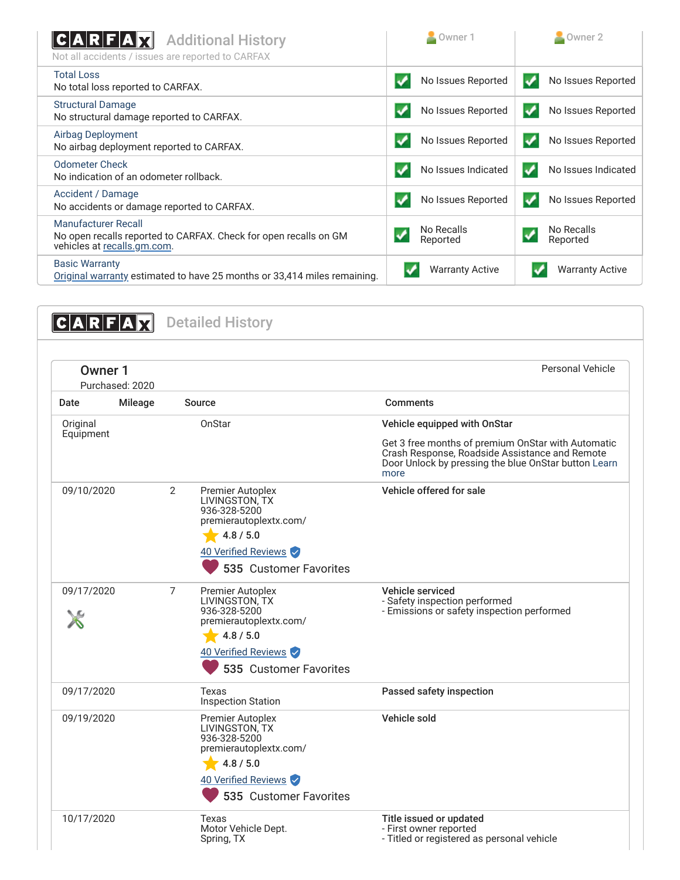## CARFAX Additional History

Not all accidents / issues are reported to CARFAX

| | Owner 1 | Owner 2 |
|---|---|---|
| **Total Loss**<br>No total loss reported to CARFAX. | No Issues Reported | No Issues Reported |
| **Structural Damage**<br>No structural damage reported to CARFAX. | No Issues Reported | No Issues Reported |
| **Airbag Deployment**<br>No airbag deployment reported to CARFAX. | No Issues Reported | No Issues Reported |
| **Odometer Check**<br>No indication of an odometer rollback. | No Issues Indicated | No Issues Indicated |
| **Accident / Damage**<br>No accidents or damage reported to CARFAX. | No Issues Reported | No Issues Reported |
| **Manufacturer Recall**<br>No open recalls reported to CARFAX. Check for open recalls on GM vehicles at recalls.gm.com. | No Recalls Reported | No Recalls Reported |
| **Basic Warranty**<br>Original warranty estimated to have 25 months or 33,414 miles remaining. | Warranty Active | Warranty Active |

## CARFAX Detailed History

### Owner 1

Purchased: 2020

Personal Vehicle

| Date | Mileage | Source | Comments |
|---|---|---|---|
| Original Equipment | | OnStar | **Vehicle equipped with OnStar**<br>Get 3 free months of premium OnStar with Automatic Crash Response, Roadside Assistance and Remote Door Unlock by pressing the blue OnStar button Learn more |
| 09/10/2020 | 2 | Premier Autoplex<br>LIVINGSTON, TX<br>936-328-5200<br>premierautoplextx.com/<br>4.8 / 5.0<br>40 Verified Reviews<br>535 Customer Favorites | **Vehicle offered for sale** |
| 09/17/2020 | 7 | Premier Autoplex<br>LIVINGSTON, TX<br>936-328-5200<br>premierautoplextx.com/<br>4.8 / 5.0<br>40 Verified Reviews<br>535 Customer Favorites | **Vehicle serviced**<br>- Safety inspection performed<br>- Emissions or safety inspection performed |
| 09/17/2020 | | Texas<br>Inspection Station | **Passed safety inspection** |
| 09/19/2020 | | Premier Autoplex<br>LIVINGSTON, TX<br>936-328-5200<br>premierautoplextx.com/<br>4.8 / 5.0<br>40 Verified Reviews<br>535 Customer Favorites | **Vehicle sold** |
| 10/17/2020 | | Texas<br>Motor Vehicle Dept.<br>Spring, TX | **Title issued or updated**<br>- First owner reported<br>- Titled or registered as personal vehicle |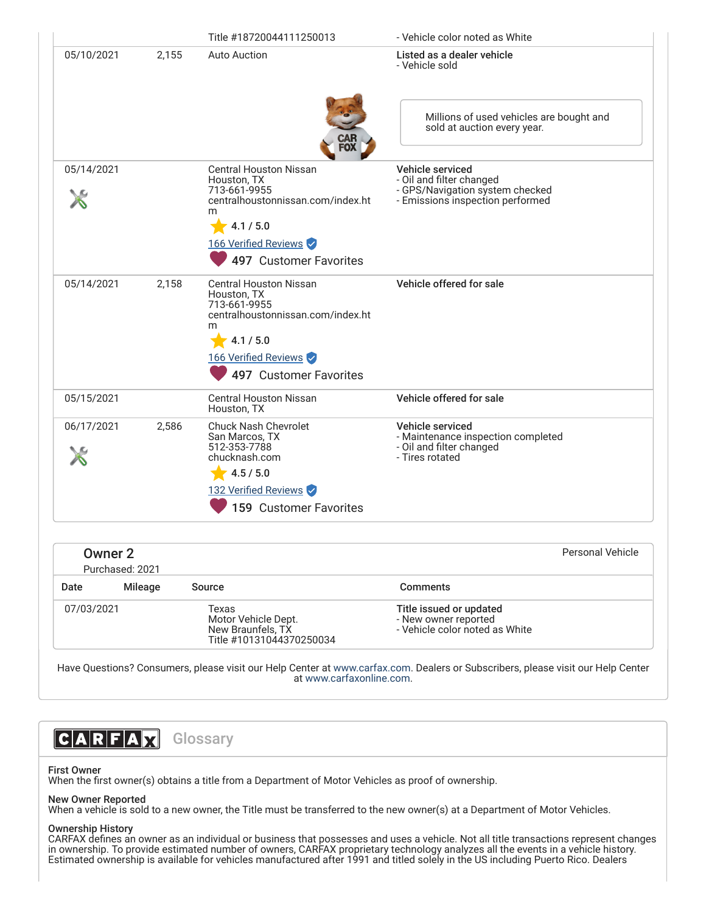| Date | Mileage | Source | Comments |
|---|---|---|---|
| | | Title #18720044111250013 | - Vehicle color noted as White |
| 05/10/2021 | 2,155 | Auto Auction | **Listed as a dealer vehicle**<br>- Vehicle sold<br><br>Millions of used vehicles are bought and sold at auction every year. |
| 05/14/2021 | | Central Houston Nissan<br>Houston, TX<br>713-661-9955<br>centralhoustonnissan.com/index.htm<br>4.1 / 5.0<br>166 Verified Reviews<br>497 Customer Favorites | **Vehicle serviced**<br>- Oil and filter changed<br>- GPS/Navigation system checked<br>- Emissions inspection performed |
| 05/14/2021 | 2,158 | Central Houston Nissan<br>Houston, TX<br>713-661-9955<br>centralhoustonnissan.com/index.htm<br>4.1 / 5.0<br>166 Verified Reviews<br>497 Customer Favorites | **Vehicle offered for sale** |
| 05/15/2021 | | Central Houston Nissan<br>Houston, TX | **Vehicle offered for sale** |
| 06/17/2021 | 2,586 | Chuck Nash Chevrolet<br>San Marcos, TX<br>512-353-7788<br>chucknash.com<br>4.5 / 5.0<br>132 Verified Reviews<br>159 Customer Favorites | **Vehicle serviced**<br>- Maintenance inspection completed<br>- Oil and filter changed<br>- Tires rotated |

## Owner 2

Purchased: 2021

Personal Vehicle

| Date | Mileage | Source | Comments |
|---|---|---|---|
| 07/03/2021 | | Texas<br>Motor Vehicle Dept.<br>New Braunfels, TX<br>Title #10131044370250034 | **Title issued or updated**<br>- New owner reported<br>- Vehicle color noted as White |

Have Questions? Consumers, please visit our Help Center at www.carfax.com. Dealers or Subscribers, please visit our Help Center at www.carfaxonline.com.

## CARFAX Glossary

**First Owner**
When the first owner(s) obtains a title from a Department of Motor Vehicles as proof of ownership.

**New Owner Reported**
When a vehicle is sold to a new owner, the Title must be transferred to the new owner(s) at a Department of Motor Vehicles.

**Ownership History**
CARFAX defines an owner as an individual or business that possesses and uses a vehicle. Not all title transactions represent changes in ownership. To provide estimated number of owners, CARFAX proprietary technology analyzes all the events in a vehicle history. Estimated ownership is available for vehicles manufactured after 1991 and titled solely in the US including Puerto Rico. Dealers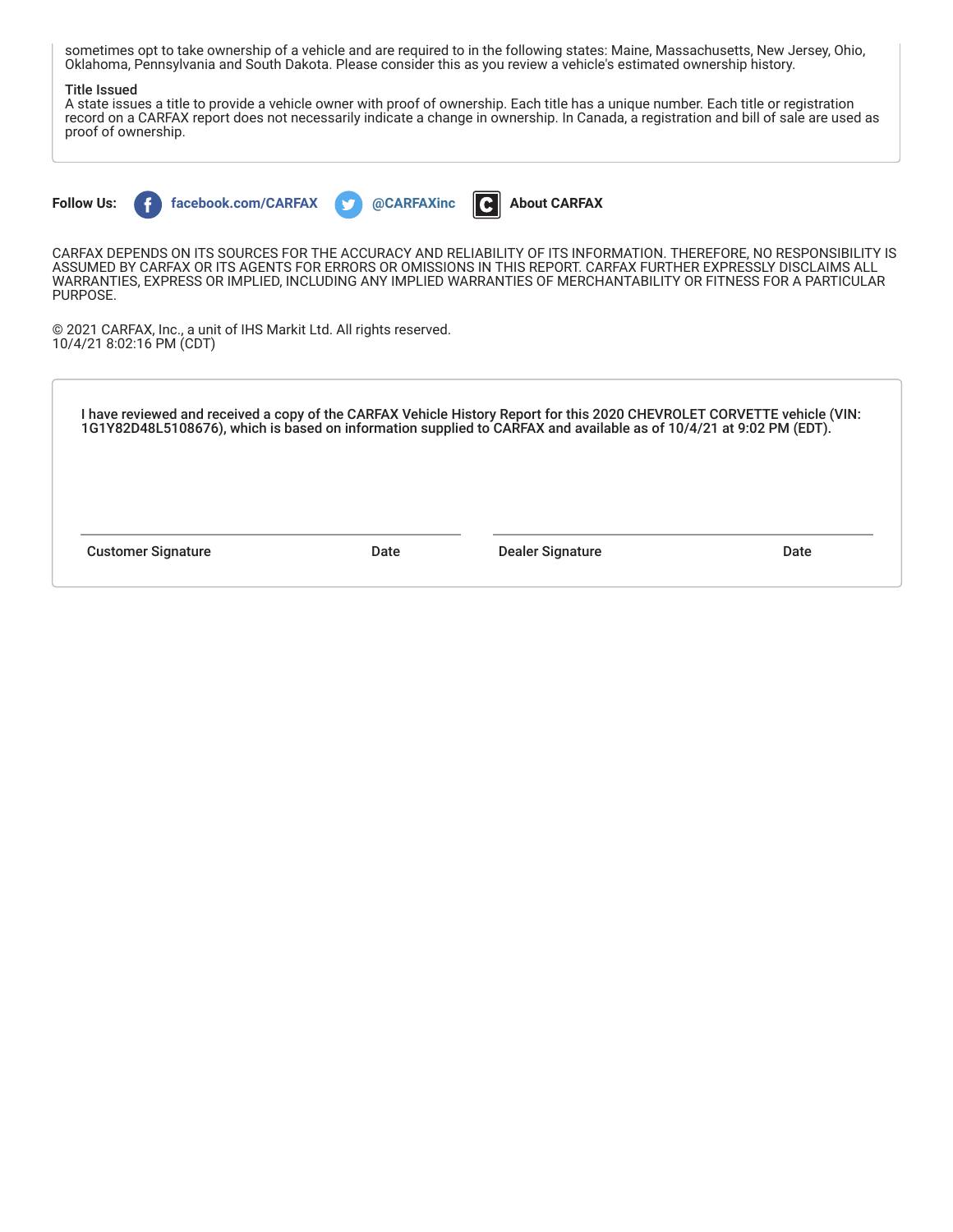sometimes opt to take ownership of a vehicle and are required to in the following states: Maine, Massachusetts, New Jersey, Ohio, Oklahoma, Pennsylvania and South Dakota. Please consider this as you review a vehicle's estimated ownership history.

**Title Issued**
A state issues a title to provide a vehicle owner with proof of ownership. Each title has a unique number. Each title or registration record on a CARFAX report does not necessarily indicate a change in ownership. In Canada, a registration and bill of sale are used as proof of ownership.

**Follow Us:** facebook.com/CARFAX @CARFAXinc About CARFAX

CARFAX DEPENDS ON ITS SOURCES FOR THE ACCURACY AND RELIABILITY OF ITS INFORMATION. THEREFORE, NO RESPONSIBILITY IS ASSUMED BY CARFAX OR ITS AGENTS FOR ERRORS OR OMISSIONS IN THIS REPORT. CARFAX FURTHER EXPRESSLY DISCLAIMS ALL WARRANTIES, EXPRESS OR IMPLIED, INCLUDING ANY IMPLIED WARRANTIES OF MERCHANTABILITY OR FITNESS FOR A PARTICULAR PURPOSE.

© 2021 CARFAX, Inc., a unit of IHS Markit Ltd. All rights reserved.
10/4/21 8:02:16 PM (CDT)

**I have reviewed and received a copy of the CARFAX Vehicle History Report for this 2020 CHEVROLET CORVETTE vehicle (VIN: 1G1Y82D48L5108676), which is based on information supplied to CARFAX and available as of 10/4/21 at 9:02 PM (EDT).**

**Customer Signature** **Date** **Dealer Signature** **Date**